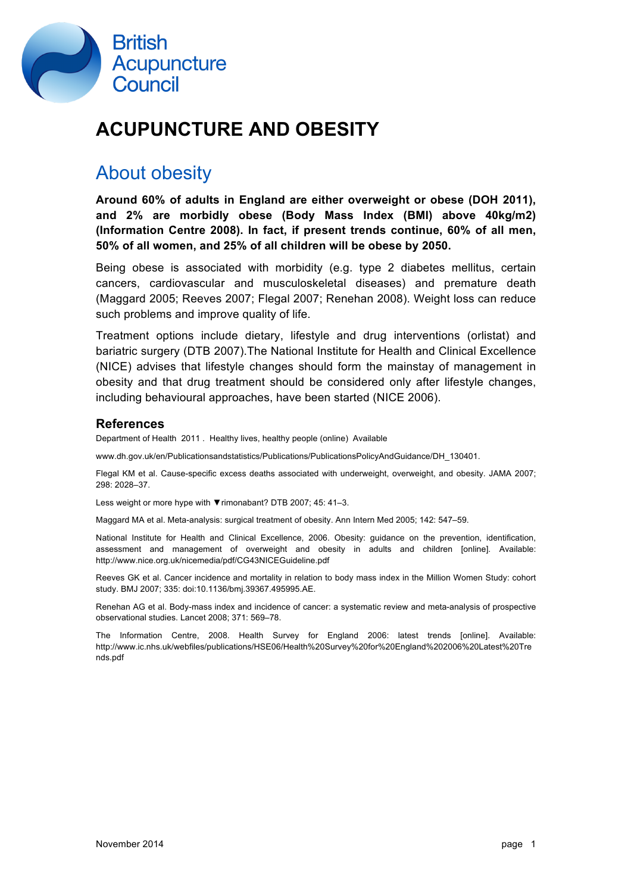British Acupuncture Council

# ACUPUNCTURE AND OBESITY

## About obesity

**Around 60% of adults in England are either overweight or obese (DOH 2011), and 2% are morbidly obese (Body Mass Index (BMI) above 40kg/m2) (Information Centre 2008). In fact, if present trends continue, 60% of all men, 50% of all women, and 25% of all children will be obese by 2050.**

Being obese is associated with morbidity (e.g. type 2 diabetes mellitus, certain cancers, cardiovascular and musculoskeletal diseases) and premature death (Maggard 2005; Reeves 2007; Flegal 2007; Renehan 2008). Weight loss can reduce such problems and improve quality of life.

Treatment options include dietary, lifestyle and drug interventions (orlistat) and bariatric surgery (DTB 2007).The National Institute for Health and Clinical Excellence (NICE) advises that lifestyle changes should form the mainstay of management in obesity and that drug treatment should be considered only after lifestyle changes, including behavioural approaches, have been started (NICE 2006).

### References

Department of Health 2011 . Healthy lives, healthy people (online) Available

www.dh.gov.uk/en/Publicationsandstatistics/Publications/PublicationsPolicyAndGuidance/DH_130401.

Flegal KM et al. Cause-specific excess deaths associated with underweight, overweight, and obesity. JAMA 2007; 298: 2028–37.

Less weight or more hype with ▼rimonabant? DTB 2007; 45: 41–3.

Maggard MA et al. Meta-analysis: surgical treatment of obesity. Ann Intern Med 2005; 142: 547–59.

National Institute for Health and Clinical Excellence, 2006. Obesity: guidance on the prevention, identification, assessment and management of overweight and obesity in adults and children [online]. Available: http://www.nice.org.uk/nicemedia/pdf/CG43NICEGuideline.pdf

Reeves GK et al. Cancer incidence and mortality in relation to body mass index in the Million Women Study: cohort study. BMJ 2007; 335: doi:10.1136/bmj.39367.495995.AE.

Renehan AG et al. Body-mass index and incidence of cancer: a systematic review and meta-analysis of prospective observational studies. Lancet 2008; 371: 569–78.

The Information Centre, 2008. Health Survey for England 2006: latest trends [online]. Available: http://www.ic.nhs.uk/webfiles/publications/HSE06/Health%20Survey%20for%20England%202006%20Latest%20Trends.pdf

November 2014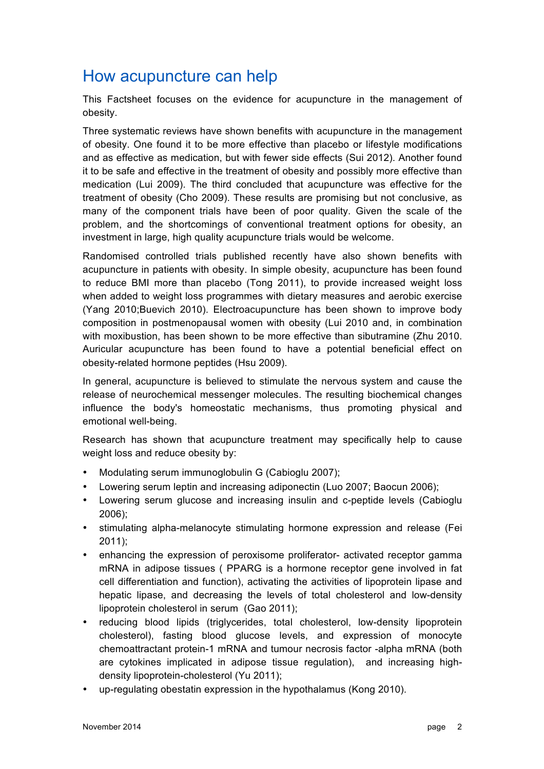## How acupuncture can help

This Factsheet focuses on the evidence for acupuncture in the management of obesity.

Three systematic reviews have shown benefits with acupuncture in the management of obesity. One found it to be more effective than placebo or lifestyle modifications and as effective as medication, but with fewer side effects (Sui 2012). Another found it to be safe and effective in the treatment of obesity and possibly more effective than medication (Lui 2009). The third concluded that acupuncture was effective for the treatment of obesity (Cho 2009). These results are promising but not conclusive, as many of the component trials have been of poor quality. Given the scale of the problem, and the shortcomings of conventional treatment options for obesity, an investment in large, high quality acupuncture trials would be welcome.

Randomised controlled trials published recently have also shown benefits with acupuncture in patients with obesity. In simple obesity, acupuncture has been found to reduce BMI more than placebo (Tong 2011), to provide increased weight loss when added to weight loss programmes with dietary measures and aerobic exercise (Yang 2010;Buevich 2010). Electroacupuncture has been shown to improve body composition in postmenopausal women with obesity (Lui 2010 and, in combination with moxibustion, has been shown to be more effective than sibutramine (Zhu 2010. Auricular acupuncture has been found to have a potential beneficial effect on obesity-related hormone peptides (Hsu 2009).

In general, acupuncture is believed to stimulate the nervous system and cause the release of neurochemical messenger molecules. The resulting biochemical changes influence the body's homeostatic mechanisms, thus promoting physical and emotional well-being.

Research has shown that acupuncture treatment may specifically help to cause weight loss and reduce obesity by:

- Modulating serum immunoglobulin G (Cabioglu 2007);
- Lowering serum leptin and increasing adiponectin (Luo 2007; Baocun 2006);
- Lowering serum glucose and increasing insulin and c-peptide levels (Cabioglu 2006);
- stimulating alpha-melanocyte stimulating hormone expression and release (Fei 2011);
- enhancing the expression of peroxisome proliferator- activated receptor gamma mRNA in adipose tissues ( PPARG is a hormone receptor gene involved in fat cell differentiation and function), activating the activities of lipoprotein lipase and hepatic lipase, and decreasing the levels of total cholesterol and low-density lipoprotein cholesterol in serum (Gao 2011);
- reducing blood lipids (triglycerides, total cholesterol, low-density lipoprotein cholesterol), fasting blood glucose levels, and expression of monocyte chemoattractant protein-1 mRNA and tumour necrosis factor -alpha mRNA (both are cytokines implicated in adipose tissue regulation), and increasing high-density lipoprotein-cholesterol (Yu 2011);
- up-regulating obestatin expression in the hypothalamus (Kong 2010).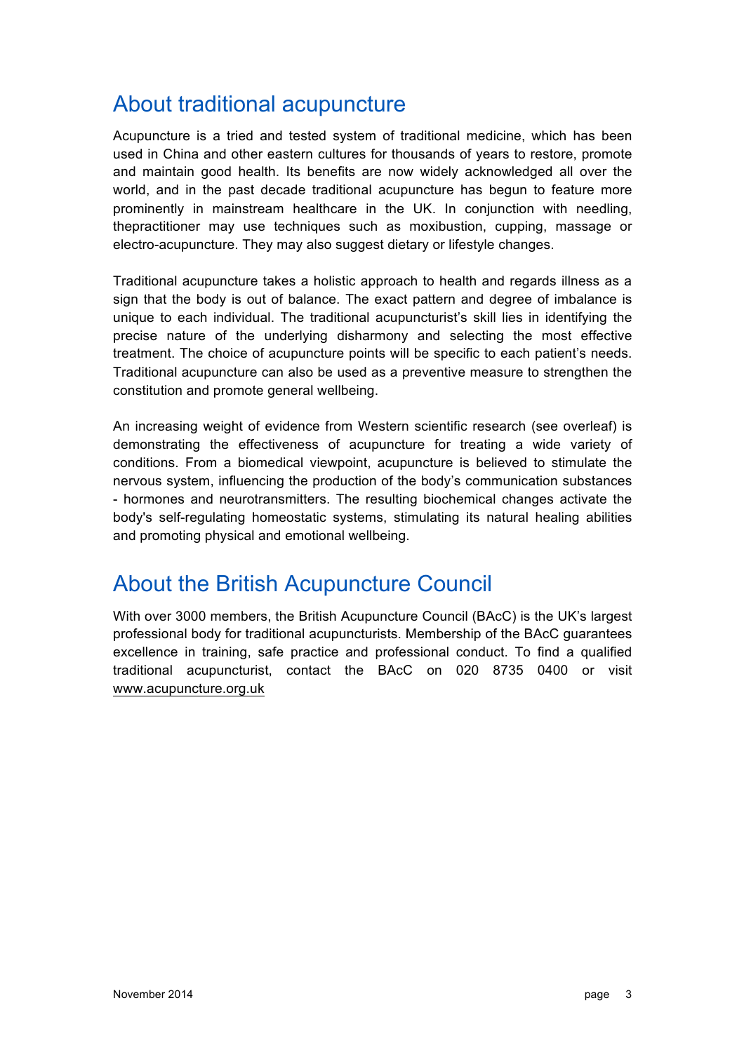## About traditional acupuncture

Acupuncture is a tried and tested system of traditional medicine, which has been used in China and other eastern cultures for thousands of years to restore, promote and maintain good health. Its benefits are now widely acknowledged all over the world, and in the past decade traditional acupuncture has begun to feature more prominently in mainstream healthcare in the UK. In conjunction with needling, thepractitioner may use techniques such as moxibustion, cupping, massage or electro-acupuncture. They may also suggest dietary or lifestyle changes.

Traditional acupuncture takes a holistic approach to health and regards illness as a sign that the body is out of balance. The exact pattern and degree of imbalance is unique to each individual. The traditional acupuncturist's skill lies in identifying the precise nature of the underlying disharmony and selecting the most effective treatment. The choice of acupuncture points will be specific to each patient's needs. Traditional acupuncture can also be used as a preventive measure to strengthen the constitution and promote general wellbeing.

An increasing weight of evidence from Western scientific research (see overleaf) is demonstrating the effectiveness of acupuncture for treating a wide variety of conditions. From a biomedical viewpoint, acupuncture is believed to stimulate the nervous system, influencing the production of the body's communication substances - hormones and neurotransmitters. The resulting biochemical changes activate the body's self-regulating homeostatic systems, stimulating its natural healing abilities and promoting physical and emotional wellbeing.

## About the British Acupuncture Council

With over 3000 members, the British Acupuncture Council (BAcC) is the UK's largest professional body for traditional acupuncturists. Membership of the BAcC guarantees excellence in training, safe practice and professional conduct. To find a qualified traditional acupuncturist, contact the BAcC on 020 8735 0400 or visit www.acupuncture.org.uk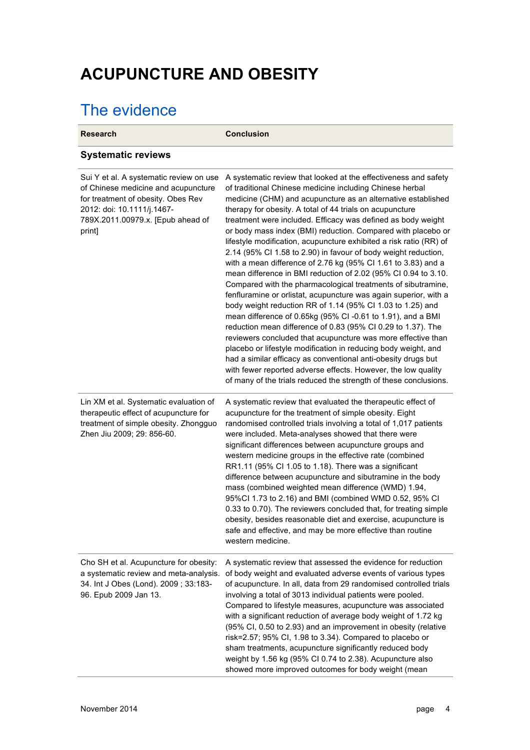# ACUPUNCTURE AND OBESITY

## The evidence

| Research | Conclusion |
| --- | --- |
| **Systematic reviews** | |
| Sui Y et al. A systematic review on use of Chinese medicine and acupuncture for treatment of obesity. Obes Rev 2012: doi: 10.1111/j.1467-789X.2011.00979.x. [Epub ahead of print] | A systematic review that looked at the effectiveness and safety of traditional Chinese medicine including Chinese herbal medicine (CHM) and acupuncture as an alternative established therapy for obesity. A total of 44 trials on acupuncture treatment were included. Efficacy was defined as body weight or body mass index (BMI) reduction. Compared with placebo or lifestyle modification, acupuncture exhibited a risk ratio (RR) of 2.14 (95% CI 1.58 to 2.90) in favour of body weight reduction, with a mean difference of 2.76 kg (95% CI 1.61 to 3.83) and a mean difference in BMI reduction of 2.02 (95% CI 0.94 to 3.10. Compared with the pharmacological treatments of sibutramine, fenfluramine or orlistat, acupuncture was again superior, with a body weight reduction RR of 1.14 (95% CI 1.03 to 1.25) and mean difference of 0.65kg (95% CI -0.61 to 1.91), and a BMI reduction mean difference of 0.83 (95% CI 0.29 to 1.37). The reviewers concluded that acupuncture was more effective than placebo or lifestyle modification in reducing body weight, and had a similar efficacy as conventional anti-obesity drugs but with fewer reported adverse effects. However, the low quality of many of the trials reduced the strength of these conclusions. |
| Lin XM et al. Systematic evaluation of therapeutic effect of acupuncture for treatment of simple obesity. Zhongguo Zhen Jiu 2009; 29: 856-60. | A systematic review that evaluated the therapeutic effect of acupuncture for the treatment of simple obesity. Eight randomised controlled trials involving a total of 1,017 patients were included. Meta-analyses showed that there were significant differences between acupuncture groups and western medicine groups in the effective rate (combined RR1.11 (95% CI 1.05 to 1.18). There was a significant difference between acupuncture and sibutramine in the body mass (combined weighted mean difference (WMD) 1.94, 95%CI 1.73 to 2.16) and BMI (combined WMD 0.52, 95% CI 0.33 to 0.70). The reviewers concluded that, for treating simple obesity, besides reasonable diet and exercise, acupuncture is safe and effective, and may be more effective than routine western medicine. |
| Cho SH et al. Acupuncture for obesity: a systematic review and meta-analysis. 34. Int J Obes (Lond). 2009 ; 33:183-96. Epub 2009 Jan 13. | A systematic review that assessed the evidence for reduction of body weight and evaluated adverse events of various types of acupuncture. In all, data from 29 randomised controlled trials involving a total of 3013 individual patients were pooled. Compared to lifestyle measures, acupuncture was associated with a significant reduction of average body weight of 1.72 kg (95% CI, 0.50 to 2.93) and an improvement in obesity (relative risk=2.57; 95% CI, 1.98 to 3.34). Compared to placebo or sham treatments, acupuncture significantly reduced body weight by 1.56 kg (95% CI 0.74 to 2.38). Acupuncture also showed more improved outcomes for body weight (mean |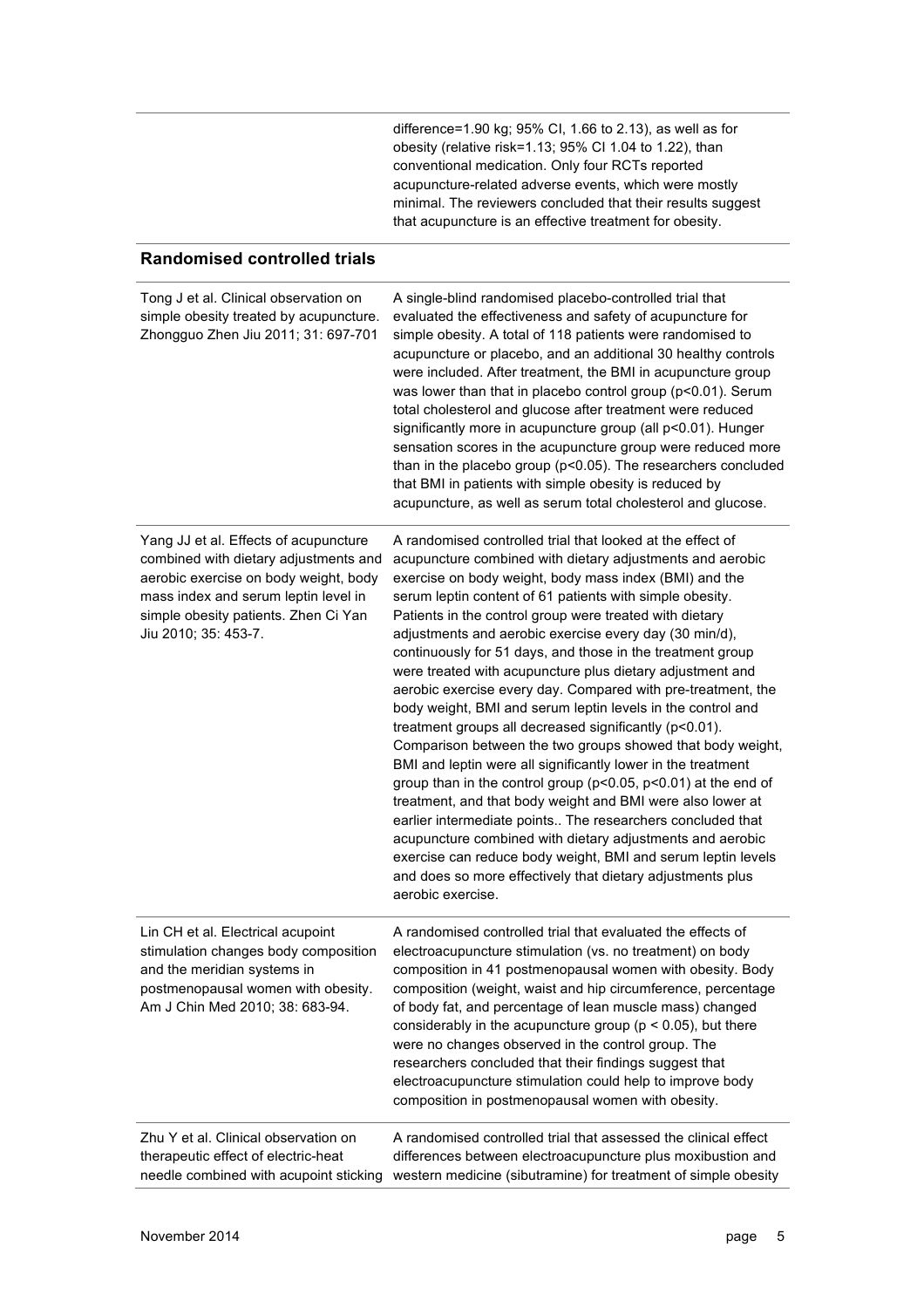| | |
|---|---|
| | difference=1.90 kg; 95% CI, 1.66 to 2.13), as well as for obesity (relative risk=1.13; 95% CI 1.04 to 1.22), than conventional medication. Only four RCTs reported acupuncture-related adverse events, which were mostly minimal. The reviewers concluded that their results suggest that acupuncture is an effective treatment for obesity. |

## Randomised controlled trials

| | |
|---|---|
| Tong J et al. Clinical observation on simple obesity treated by acupuncture. Zhongguo Zhen Jiu 2011; 31: 697-701 | A single-blind randomised placebo-controlled trial that evaluated the effectiveness and safety of acupuncture for simple obesity. A total of 118 patients were randomised to acupuncture or placebo, and an additional 30 healthy controls were included. After treatment, the BMI in acupuncture group was lower than that in placebo control group ($p<0.01$). Serum total cholesterol and glucose after treatment were reduced significantly more in acupuncture group (all $p<0.01$). Hunger sensation scores in the acupuncture group were reduced more than in the placebo group ($p<0.05$). The researchers concluded that BMI in patients with simple obesity is reduced by acupuncture, as well as serum total cholesterol and glucose. |
| Yang JJ et al. Effects of acupuncture combined with dietary adjustments and aerobic exercise on body weight, body mass index and serum leptin level in simple obesity patients. Zhen Ci Yan Jiu 2010; 35: 453-7. | A randomised controlled trial that looked at the effect of acupuncture combined with dietary adjustments and aerobic exercise on body weight, body mass index (BMI) and the serum leptin content of 61 patients with simple obesity. Patients in the control group were treated with dietary adjustments and aerobic exercise every day (30 min/d), continuously for 51 days, and those in the treatment group were treated with acupuncture plus dietary adjustment and aerobic exercise every day. Compared with pre-treatment, the body weight, BMI and serum leptin levels in the control and treatment groups all decreased significantly ($p<0.01$). Comparison between the two groups showed that body weight, BMI and leptin were all significantly lower in the treatment group than in the control group ($p<0.05$, $p<0.01$) at the end of treatment, and that body weight and BMI were also lower at earlier intermediate points.. The researchers concluded that acupuncture combined with dietary adjustments and aerobic exercise can reduce body weight, BMI and serum leptin levels and does so more effectively that dietary adjustments plus aerobic exercise. |
| Lin CH et al. Electrical acupoint stimulation changes body composition and the meridian systems in postmenopausal women with obesity. Am J Chin Med 2010; 38: 683-94. | A randomised controlled trial that evaluated the effects of electroacupuncture stimulation (vs. no treatment) on body composition in 41 postmenopausal women with obesity. Body composition (weight, waist and hip circumference, percentage of body fat, and percentage of lean muscle mass) changed considerably in the acupuncture group ($p < 0.05$), but there were no changes observed in the control group. The researchers concluded that their findings suggest that electroacupuncture stimulation could help to improve body composition in postmenopausal women with obesity. |
| Zhu Y et al. Clinical observation on therapeutic effect of electric-heat needle combined with acupoint sticking | A randomised controlled trial that assessed the clinical effect differences between electroacupuncture plus moxibustion and western medicine (sibutramine) for treatment of simple obesity |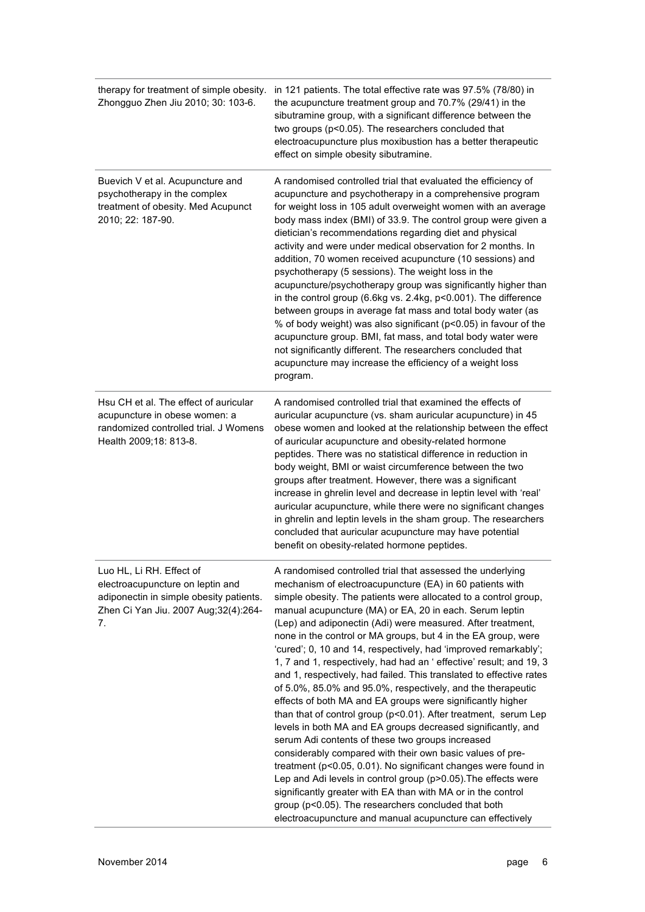| | |
|---|---|
| therapy for treatment of simple obesity. Zhongguo Zhen Jiu 2010; 30: 103-6. | in 121 patients. The total effective rate was 97.5% (78/80) in the acupuncture treatment group and 70.7% (29/41) in the sibutramine group, with a significant difference between the two groups (p<0.05). The researchers concluded that electroacupuncture plus moxibustion has a better therapeutic effect on simple obesity sibutramine. |
| Buevich V et al. Acupuncture and psychotherapy in the complex treatment of obesity. Med Acupunct 2010; 22: 187-90. | A randomised controlled trial that evaluated the efficiency of acupuncture and psychotherapy in a comprehensive program for weight loss in 105 adult overweight women with an average body mass index (BMI) of 33.9. The control group were given a dietician's recommendations regarding diet and physical activity and were under medical observation for 2 months. In addition, 70 women received acupuncture (10 sessions) and psychotherapy (5 sessions). The weight loss in the acupuncture/psychotherapy group was significantly higher than in the control group (6.6kg vs. 2.4kg, p<0.001). The difference between groups in average fat mass and total body water (as % of body weight) was also significant (p<0.05) in favour of the acupuncture group. BMI, fat mass, and total body water were not significantly different. The researchers concluded that acupuncture may increase the efficiency of a weight loss program. |
| Hsu CH et al. The effect of auricular acupuncture in obese women: a randomized controlled trial. J Womens Health 2009;18: 813-8. | A randomised controlled trial that examined the effects of auricular acupuncture (vs. sham auricular acupuncture) in 45 obese women and looked at the relationship between the effect of auricular acupuncture and obesity-related hormone peptides. There was no statistical difference in reduction in body weight, BMI or waist circumference between the two groups after treatment. However, there was a significant increase in ghrelin level and decrease in leptin level with 'real' auricular acupuncture, while there were no significant changes in ghrelin and leptin levels in the sham group. The researchers concluded that auricular acupuncture may have potential benefit on obesity-related hormone peptides. |
| Luo HL, Li RH. Effect of electroacupuncture on leptin and adiponectin in simple obesity patients. Zhen Ci Yan Jiu. 2007 Aug;32(4):264-7. | A randomised controlled trial that assessed the underlying mechanism of electroacupuncture (EA) in 60 patients with simple obesity. The patients were allocated to a control group, manual acupuncture (MA) or EA, 20 in each. Serum leptin (Lep) and adiponectin (Adi) were measured. After treatment, none in the control or MA groups, but 4 in the EA group, were 'cured'; 0, 10 and 14, respectively, had 'improved remarkably'; 1, 7 and 1, respectively, had had an ' effective' result; and 19, 3 and 1, respectively, had failed. This translated to effective rates of 5.0%, 85.0% and 95.0%, respectively, and the therapeutic effects of both MA and EA groups were significantly higher than that of control group (p<0.01). After treatment, serum Lep levels in both MA and EA groups decreased significantly, and serum Adi contents of these two groups increased considerably compared with their own basic values of pre-treatment (p<0.05, 0.01). No significant changes were found in Lep and Adi levels in control group (p>0.05).The effects were significantly greater with EA than with MA or in the control group (p<0.05). The researchers concluded that both electroacupuncture and manual acupuncture can effectively |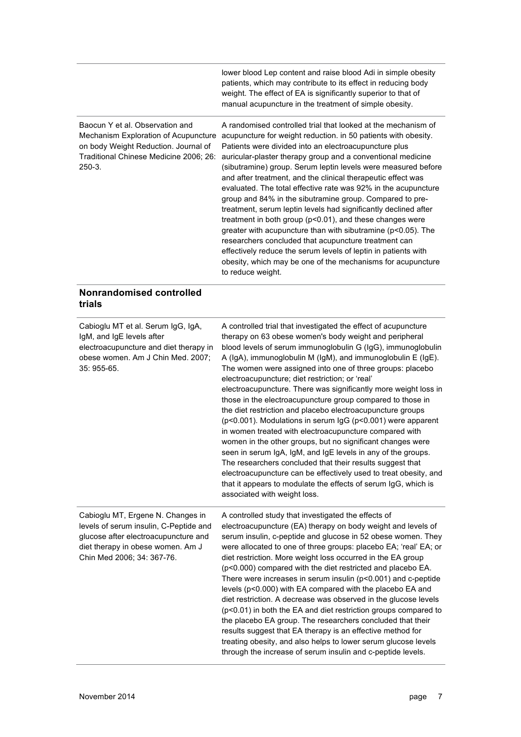| | |
|---|---|
| | lower blood Lep content and raise blood Adi in simple obesity patients, which may contribute to its effect in reducing body weight. The effect of EA is significantly superior to that of manual acupuncture in the treatment of simple obesity. |
| Baocun Y et al. Observation and Mechanism Exploration of Acupuncture on body Weight Reduction. Journal of Traditional Chinese Medicine 2006; 26: 250-3. | A randomised controlled trial that looked at the mechanism of acupuncture for weight reduction. in 50 patients with obesity. Patients were divided into an electroacupuncture plus auricular-plaster therapy group and a conventional medicine (sibutramine) group. Serum leptin levels were measured before and after treatment, and the clinical therapeutic effect was evaluated. The total effective rate was 92% in the acupuncture group and 84% in the sibutramine group. Compared to pre-treatment, serum leptin levels had significantly declined after treatment in both group ($p<0.01$), and these changes were greater with acupuncture than with sibutramine ($p<0.05$). The researchers concluded that acupuncture treatment can effectively reduce the serum levels of leptin in patients with obesity, which may be one of the mechanisms for acupuncture to reduce weight. |

### Nonrandomised controlled trials

| | |
|---|---|
| Cabioglu MT et al. Serum IgG, IgA, IgM, and IgE levels after electroacupuncture and diet therapy in obese women. Am J Chin Med. 2007; 35: 955-65. | A controlled trial that investigated the effect of acupuncture therapy on 63 obese women's body weight and peripheral blood levels of serum immunoglobulin G (IgG), immunoglobulin A (IgA), immunoglobulin M (IgM), and immunoglobulin E (IgE). The women were assigned into one of three groups: placebo electroacupuncture; diet restriction; or 'real' electroacupuncture. There was significantly more weight loss in those in the electroacupuncture group compared to those in the diet restriction and placebo electroacupuncture groups ($p<0.001$). Modulations in serum IgG ($p<0.001$) were apparent in women treated with electroacupuncture compared with women in the other groups, but no significant changes were seen in serum IgA, IgM, and IgE levels in any of the groups. The researchers concluded that their results suggest that electroacupuncture can be effectively used to treat obesity, and that it appears to modulate the effects of serum IgG, which is associated with weight loss. |
| Cabioglu MT, Ergene N. Changes in levels of serum insulin, C-Peptide and glucose after electroacupuncture and diet therapy in obese women. Am J Chin Med 2006; 34: 367-76. | A controlled study that investigated the effects of electroacupuncture (EA) therapy on body weight and levels of serum insulin, c-peptide and glucose in 52 obese women. They were allocated to one of three groups: placebo EA; 'real' EA; or diet restriction. More weight loss occurred in the EA group ($p<0.000$) compared with the diet restricted and placebo EA. There were increases in serum insulin ($p<0.001$) and c-peptide levels ($p<0.000$) with EA compared with the placebo EA and diet restriction. A decrease was observed in the glucose levels ($p<0.01$) in both the EA and diet restriction groups compared to the placebo EA group. The researchers concluded that their results suggest that EA therapy is an effective method for treating obesity, and also helps to lower serum glucose levels through the increase of serum insulin and c-peptide levels. |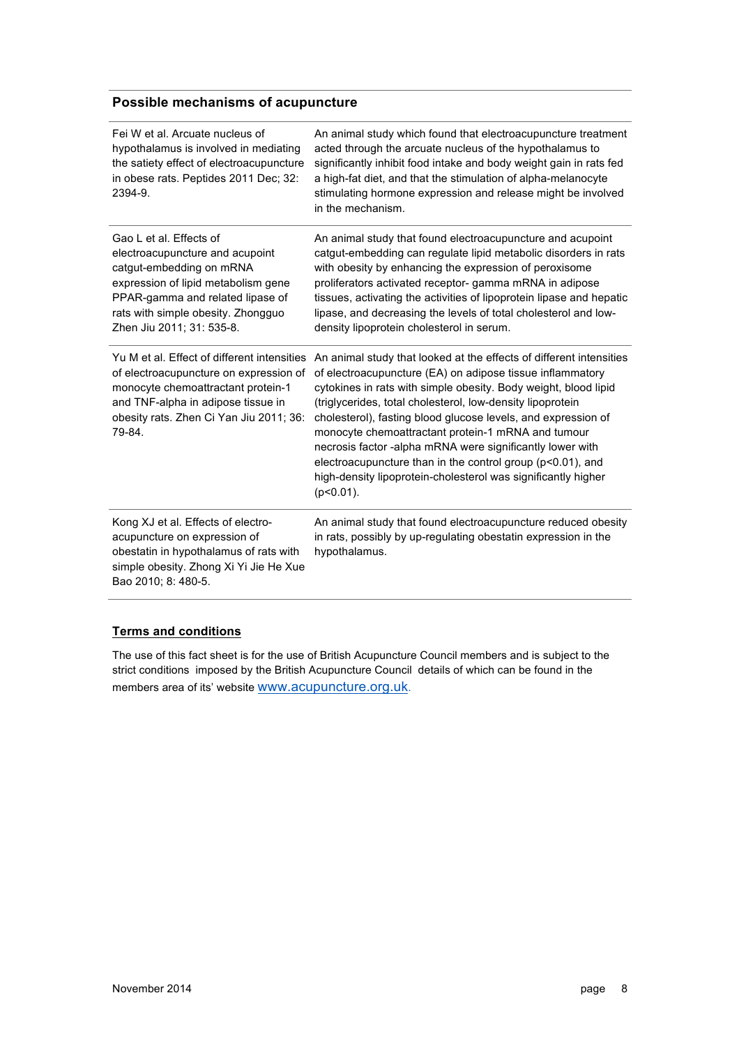## Possible mechanisms of acupuncture

| | |
|---|---|
| Fei W et al. Arcuate nucleus of hypothalamus is involved in mediating the satiety effect of electroacupuncture in obese rats. Peptides 2011 Dec; 32: 2394-9. | An animal study which found that electroacupuncture treatment acted through the arcuate nucleus of the hypothalamus to significantly inhibit food intake and body weight gain in rats fed a high-fat diet, and that the stimulation of alpha-melanocyte stimulating hormone expression and release might be involved in the mechanism. |
| Gao L et al. Effects of electroacupuncture and acupoint catgut-embedding on mRNA expression of lipid metabolism gene PPAR-gamma and related lipase of rats with simple obesity. Zhongguo Zhen Jiu 2011; 31: 535-8. | An animal study that found electroacupuncture and acupoint catgut-embedding can regulate lipid metabolic disorders in rats with obesity by enhancing the expression of peroxisome proliferators activated receptor- gamma mRNA in adipose tissues, activating the activities of lipoprotein lipase and hepatic lipase, and decreasing the levels of total cholesterol and low-density lipoprotein cholesterol in serum. |
| Yu M et al. Effect of different intensities of electroacupuncture on expression of monocyte chemoattractant protein-1 and TNF-alpha in adipose tissue in obesity rats. Zhen Ci Yan Jiu 2011; 36: 79-84. | An animal study that looked at the effects of different intensities of electroacupuncture (EA) on adipose tissue inflammatory cytokines in rats with simple obesity. Body weight, blood lipid (triglycerides, total cholesterol, low-density lipoprotein cholesterol), fasting blood glucose levels, and expression of monocyte chemoattractant protein-1 mRNA and tumour necrosis factor -alpha mRNA were significantly lower with electroacupuncture than in the control group ($p<0.01$), and high-density lipoprotein-cholesterol was significantly higher ($p<0.01$). |
| Kong XJ et al. Effects of electro-acupuncture on expression of obestatin in hypothalamus of rats with simple obesity. Zhong Xi Yi Jie He Xue Bao 2010; 8: 480-5. | An animal study that found electroacupuncture reduced obesity in rats, possibly by up-regulating obestatin expression in the hypothalamus. |

### Terms and conditions

The use of this fact sheet is for the use of British Acupuncture Council members and is subject to the strict conditions imposed by the British Acupuncture Council details of which can be found in the members area of its' website www.acupuncture.org.uk.

November 2014